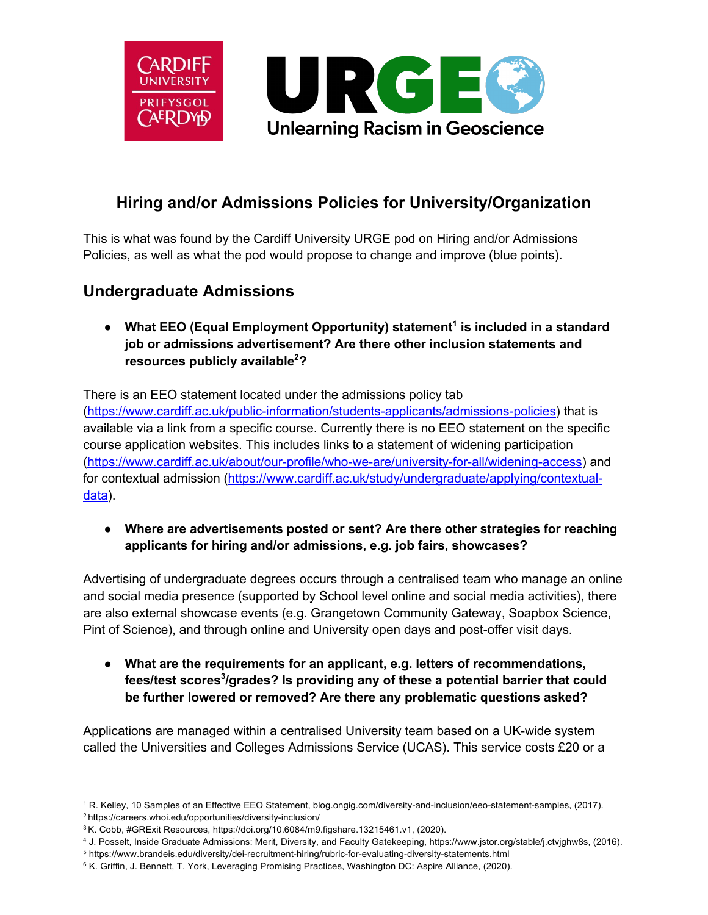# Hiring and/or Admissions Policies for University/Organization

This is what was found by the Cardiff University URGE pod on Hiring and/or Admissions Policies, as well as what the pod would propose to change and improve (blue points).

## Undergraduate Admissions

- **What EEO (Equal Employment Opportunity) statement[1] is included in a standard job or admissions advertisement? Are there other inclusion statements and resources publicly available[2]?**

There is an EEO statement located under the admissions policy tab (https://www.cardiff.ac.uk/public-information/students-applicants/admissions-policies) that is available via a link from a specific course. Currently there is no EEO statement on the specific course application websites. This includes links to a statement of widening participation (https://www.cardiff.ac.uk/about/our-profile/who-we-are/university-for-all/widening-access) and for contextual admission (https://www.cardiff.ac.uk/study/undergraduate/applying/contextual-data).

- **Where are advertisements posted or sent? Are there other strategies for reaching applicants for hiring and/or admissions, e.g. job fairs, showcases?**

Advertising of undergraduate degrees occurs through a centralised team who manage an online and social media presence (supported by School level online and social media activities), there are also external showcase events (e.g. Grangetown Community Gateway, Soapbox Science, Pint of Science), and through online and University open days and post-offer visit days.

- **What are the requirements for an applicant, e.g. letters of recommendations, fees/test scores[3]/grades? Is providing any of these a potential barrier that could be further lowered or removed? Are there any problematic questions asked?**

Applications are managed within a centralised University team based on a UK-wide system called the Universities and Colleges Admissions Service (UCAS). This service costs £20 or a

---

[1] R. Kelley, 10 Samples of an Effective EEO Statement, blog.ongig.com/diversity-and-inclusion/eeo-statement-samples, (2017).

[2] https://careers.whoi.edu/opportunities/diversity-inclusion/

[3] K. Cobb, #GRExit Resources, https://doi.org/10.6084/m9.figshare.13215461.v1, (2020).

[4] J. Posselt, Inside Graduate Admissions: Merit, Diversity, and Faculty Gatekeeping, https://www.jstor.org/stable/j.ctvjghw8s, (2016).

[5] https://www.brandeis.edu/diversity/dei-recruitment-hiring/rubric-for-evaluating-diversity-statements.html

[6] K. Griffin, J. Bennett, T. York, Leveraging Promising Practices, Washington DC: Aspire Alliance, (2020).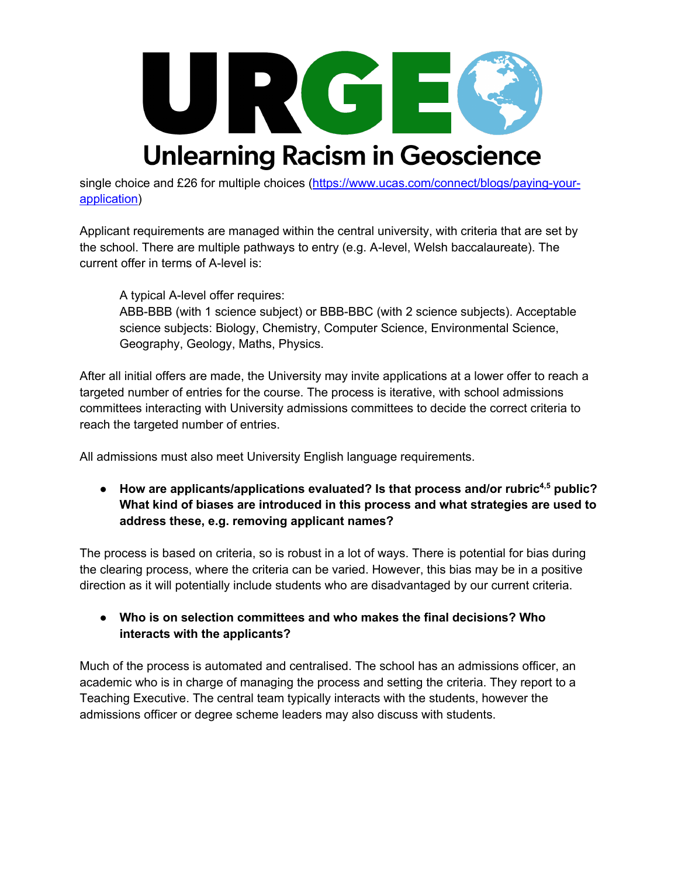single choice and £26 for multiple choices (https://www.ucas.com/connect/blogs/paying-your-application)

Applicant requirements are managed within the central university, with criteria that are set by the school. There are multiple pathways to entry (e.g. A-level, Welsh baccalaureate). The current offer in terms of A-level is:

> A typical A-level offer requires:
> ABB-BBB (with 1 science subject) or BBB-BBC (with 2 science subjects). Acceptable science subjects: Biology, Chemistry, Computer Science, Environmental Science, Geography, Geology, Maths, Physics.

After all initial offers are made, the University may invite applications at a lower offer to reach a targeted number of entries for the course. The process is iterative, with school admissions committees interacting with University admissions committees to decide the correct criteria to reach the targeted number of entries.

All admissions must also meet University English language requirements.

- **How are applicants/applications evaluated? Is that process and/or rubric[4,5] public? What kind of biases are introduced in this process and what strategies are used to address these, e.g. removing applicant names?**

The process is based on criteria, so is robust in a lot of ways. There is potential for bias during the clearing process, where the criteria can be varied. However, this bias may be in a positive direction as it will potentially include students who are disadvantaged by our current criteria.

- **Who is on selection committees and who makes the final decisions? Who interacts with the applicants?**

Much of the process is automated and centralised. The school has an admissions officer, an academic who is in charge of managing the process and setting the criteria. They report to a Teaching Executive. The central team typically interacts with the students, however the admissions officer or degree scheme leaders may also discuss with students.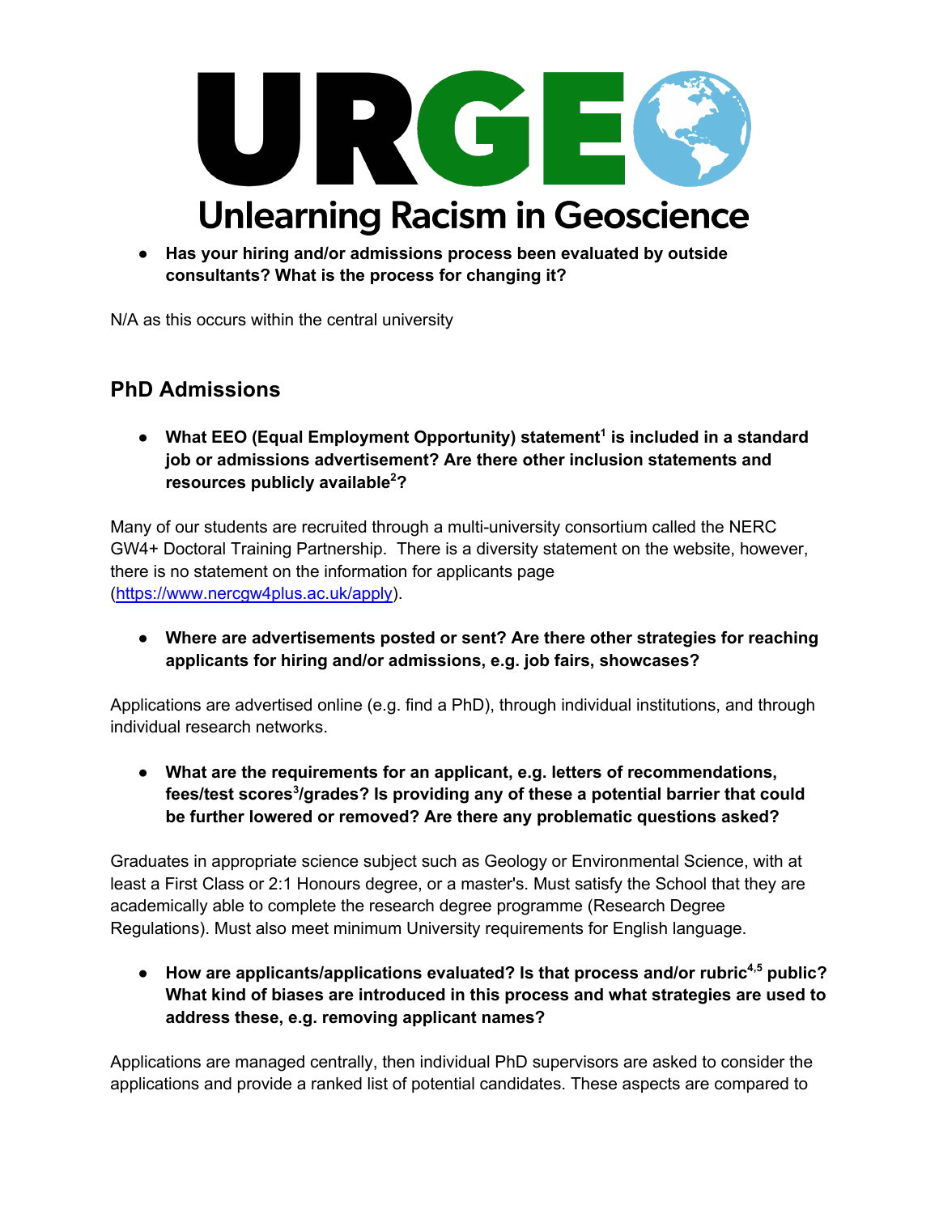- **Has your hiring and/or admissions process been evaluated by outside consultants? What is the process for changing it?**

N/A as this occurs within the central university

## PhD Admissions

- **What EEO (Equal Employment Opportunity) statement[1] is included in a standard job or admissions advertisement? Are there other inclusion statements and resources publicly available[2]?**

Many of our students are recruited through a multi-university consortium called the NERC GW4+ Doctoral Training Partnership. There is a diversity statement on the website, however, there is no statement on the information for applicants page (https://www.nercgw4plus.ac.uk/apply).

- **Where are advertisements posted or sent? Are there other strategies for reaching applicants for hiring and/or admissions, e.g. job fairs, showcases?**

Applications are advertised online (e.g. find a PhD), through individual institutions, and through individual research networks.

- **What are the requirements for an applicant, e.g. letters of recommendations, fees/test scores[3]/grades? Is providing any of these a potential barrier that could be further lowered or removed? Are there any problematic questions asked?**

Graduates in appropriate science subject such as Geology or Environmental Science, with at least a First Class or 2:1 Honours degree, or a master's. Must satisfy the School that they are academically able to complete the research degree programme (Research Degree Regulations). Must also meet minimum University requirements for English language.

- **How are applicants/applications evaluated? Is that process and/or rubric[4,5] public? What kind of biases are introduced in this process and what strategies are used to address these, e.g. removing applicant names?**

Applications are managed centrally, then individual PhD supervisors are asked to consider the applications and provide a ranked list of potential candidates. These aspects are compared to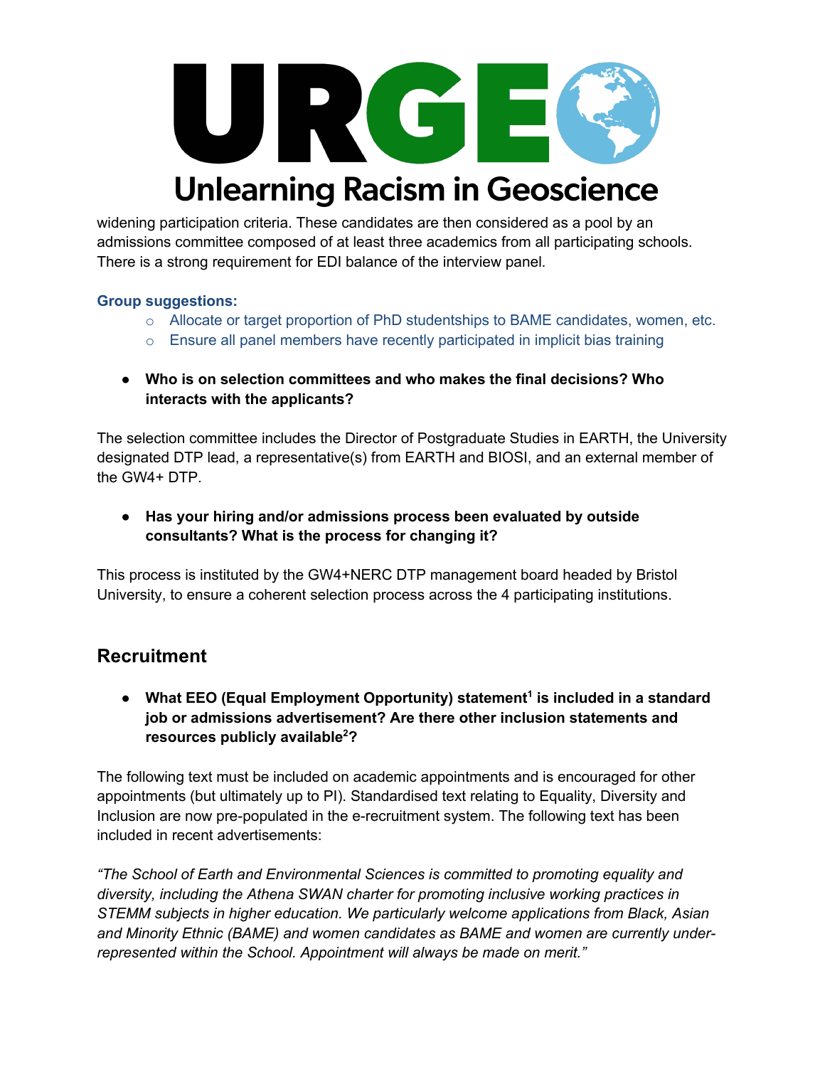widening participation criteria. These candidates are then considered as a pool by an admissions committee composed of at least three academics from all participating schools. There is a strong requirement for EDI balance of the interview panel.

**Group suggestions:**

- Allocate or target proportion of PhD studentships to BAME candidates, women, etc.
- Ensure all panel members have recently participated in implicit bias training

- **Who is on selection committees and who makes the final decisions? Who interacts with the applicants?**

The selection committee includes the Director of Postgraduate Studies in EARTH, the University designated DTP lead, a representative(s) from EARTH and BIOSI, and an external member of the GW4+ DTP.

- **Has your hiring and/or admissions process been evaluated by outside consultants? What is the process for changing it?**

This process is instituted by the GW4+NERC DTP management board headed by Bristol University, to ensure a coherent selection process across the 4 participating institutions.

## Recruitment

- **What EEO (Equal Employment Opportunity) statement[1] is included in a standard job or admissions advertisement? Are there other inclusion statements and resources publicly available[2]?**

The following text must be included on academic appointments and is encouraged for other appointments (but ultimately up to PI). Standardised text relating to Equality, Diversity and Inclusion are now pre-populated in the e-recruitment system. The following text has been included in recent advertisements:

*"The School of Earth and Environmental Sciences is committed to promoting equality and diversity, including the Athena SWAN charter for promoting inclusive working practices in STEMM subjects in higher education. We particularly welcome applications from Black, Asian and Minority Ethnic (BAME) and women candidates as BAME and women are currently under-represented within the School. Appointment will always be made on merit."*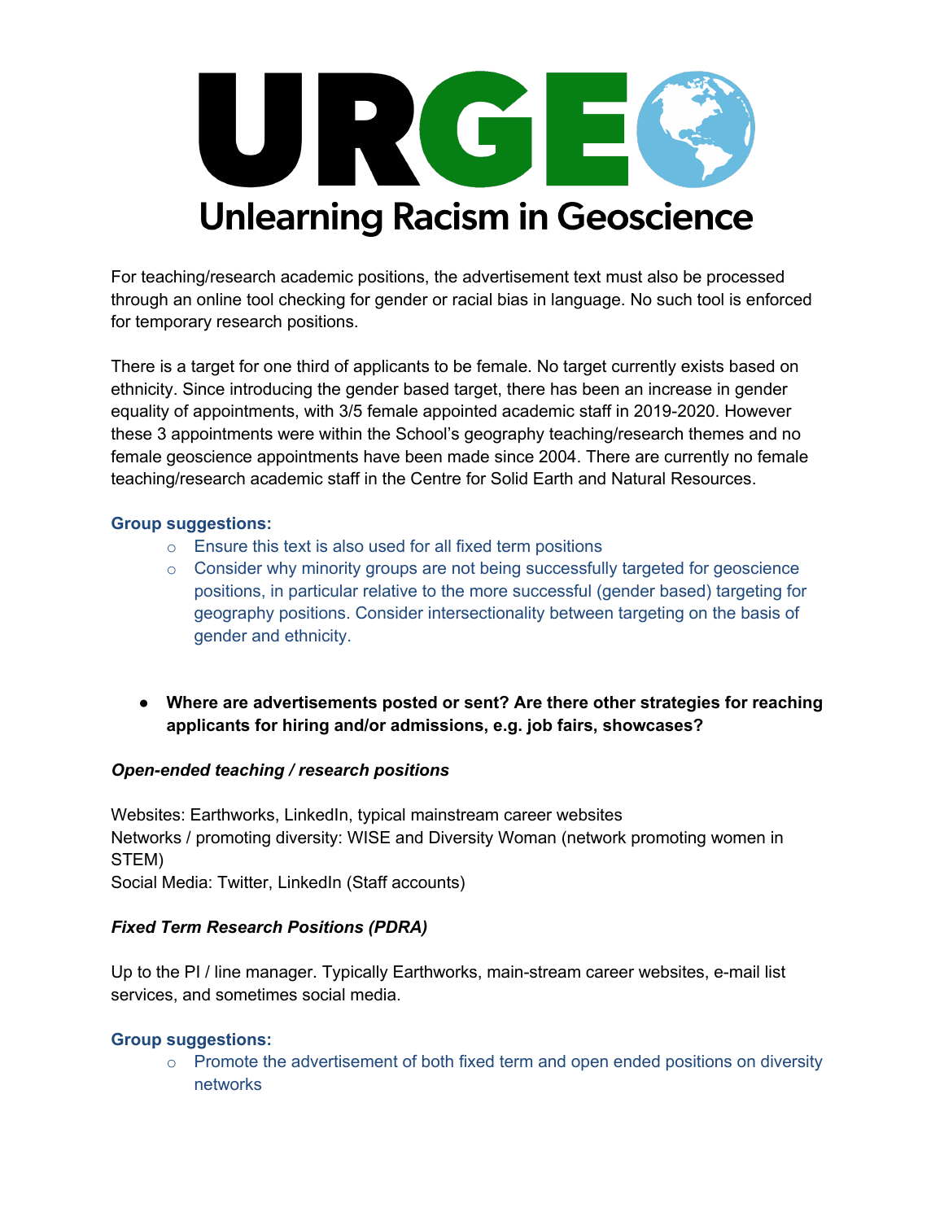For teaching/research academic positions, the advertisement text must also be processed through an online tool checking for gender or racial bias in language. No such tool is enforced for temporary research positions.

There is a target for one third of applicants to be female. No target currently exists based on ethnicity. Since introducing the gender based target, there has been an increase in gender equality of appointments, with 3/5 female appointed academic staff in 2019-2020. However these 3 appointments were within the School's geography teaching/research themes and no female geoscience appointments have been made since 2004. There are currently no female teaching/research academic staff in the Centre for Solid Earth and Natural Resources.

**Group suggestions:**

- Ensure this text is also used for all fixed term positions
- Consider why minority groups are not being successfully targeted for geoscience positions, in particular relative to the more successful (gender based) targeting for geography positions. Consider intersectionality between targeting on the basis of gender and ethnicity.

- **Where are advertisements posted or sent? Are there other strategies for reaching applicants for hiring and/or admissions, e.g. job fairs, showcases?**

***Open-ended teaching / research positions***

Websites: Earthworks, LinkedIn, typical mainstream career websites
Networks / promoting diversity: WISE and Diversity Woman (network promoting women in STEM)
Social Media: Twitter, LinkedIn (Staff accounts)

***Fixed Term Research Positions (PDRA)***

Up to the PI / line manager. Typically Earthworks, main-stream career websites, e-mail list services, and sometimes social media.

**Group suggestions:**

- Promote the advertisement of both fixed term and open ended positions on diversity networks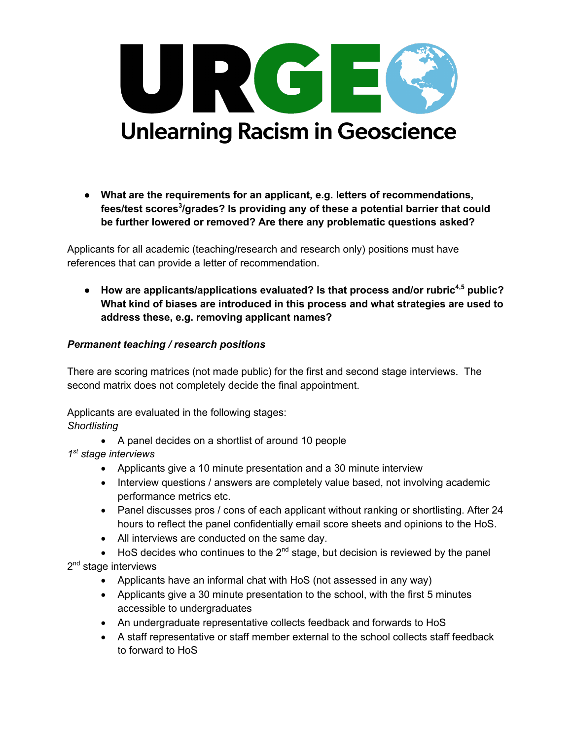- **What are the requirements for an applicant, e.g. letters of recommendations, fees/test scores[3]/grades? Is providing any of these a potential barrier that could be further lowered or removed? Are there any problematic questions asked?**

Applicants for all academic (teaching/research and research only) positions must have references that can provide a letter of recommendation.

- **How are applicants/applications evaluated? Is that process and/or rubric[4,5] public? What kind of biases are introduced in this process and what strategies are used to address these, e.g. removing applicant names?**

***Permanent teaching / research positions***

There are scoring matrices (not made public) for the first and second stage interviews. The second matrix does not completely decide the final appointment.

Applicants are evaluated in the following stages:

*Shortlisting*

- A panel decides on a shortlist of around 10 people

*1st stage interviews*

- Applicants give a 10 minute presentation and a 30 minute interview
- Interview questions / answers are completely value based, not involving academic performance metrics etc.
- Panel discusses pros / cons of each applicant without ranking or shortlisting. After 24 hours to reflect the panel confidentially email score sheets and opinions to the HoS.
- All interviews are conducted on the same day.
- HoS decides who continues to the 2nd stage, but decision is reviewed by the panel

2nd stage interviews

- Applicants have an informal chat with HoS (not assessed in any way)
- Applicants give a 30 minute presentation to the school, with the first 5 minutes accessible to undergraduates
- An undergraduate representative collects feedback and forwards to HoS
- A staff representative or staff member external to the school collects staff feedback to forward to HoS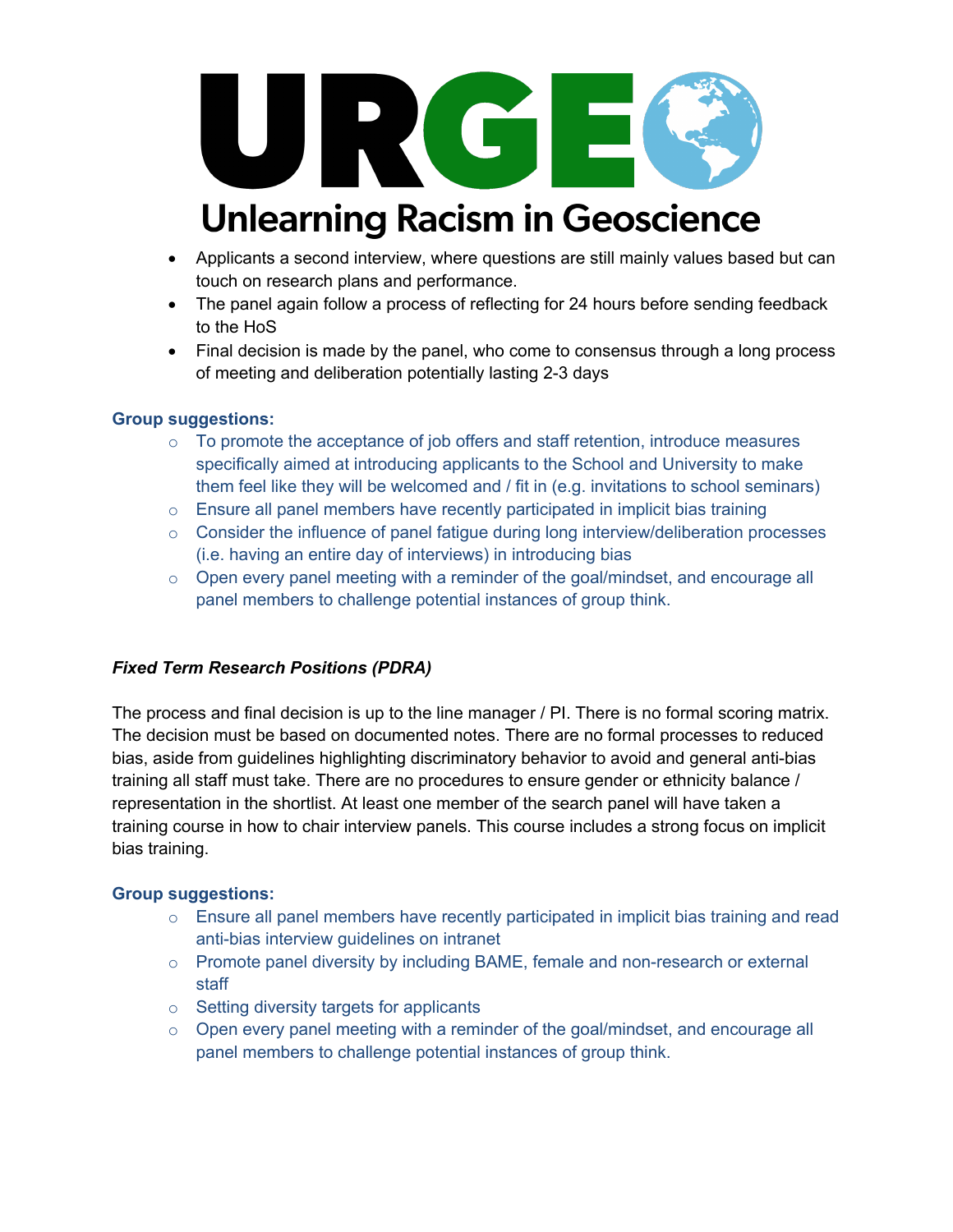- Applicants a second interview, where questions are still mainly values based but can touch on research plans and performance.
- The panel again follow a process of reflecting for 24 hours before sending feedback to the HoS
- Final decision is made by the panel, who come to consensus through a long process of meeting and deliberation potentially lasting 2-3 days

**Group suggestions:**

- To promote the acceptance of job offers and staff retention, introduce measures specifically aimed at introducing applicants to the School and University to make them feel like they will be welcomed and / fit in (e.g. invitations to school seminars)
- Ensure all panel members have recently participated in implicit bias training
- Consider the influence of panel fatigue during long interview/deliberation processes (i.e. having an entire day of interviews) in introducing bias
- Open every panel meeting with a reminder of the goal/mindset, and encourage all panel members to challenge potential instances of group think.

***Fixed Term Research Positions (PDRA)***

The process and final decision is up to the line manager / PI. There is no formal scoring matrix. The decision must be based on documented notes. There are no formal processes to reduced bias, aside from guidelines highlighting discriminatory behavior to avoid and general anti-bias training all staff must take. There are no procedures to ensure gender or ethnicity balance / representation in the shortlist. At least one member of the search panel will have taken a training course in how to chair interview panels. This course includes a strong focus on implicit bias training.

**Group suggestions:**

- Ensure all panel members have recently participated in implicit bias training and read anti-bias interview guidelines on intranet
- Promote panel diversity by including BAME, female and non-research or external staff
- Setting diversity targets for applicants
- Open every panel meeting with a reminder of the goal/mindset, and encourage all panel members to challenge potential instances of group think.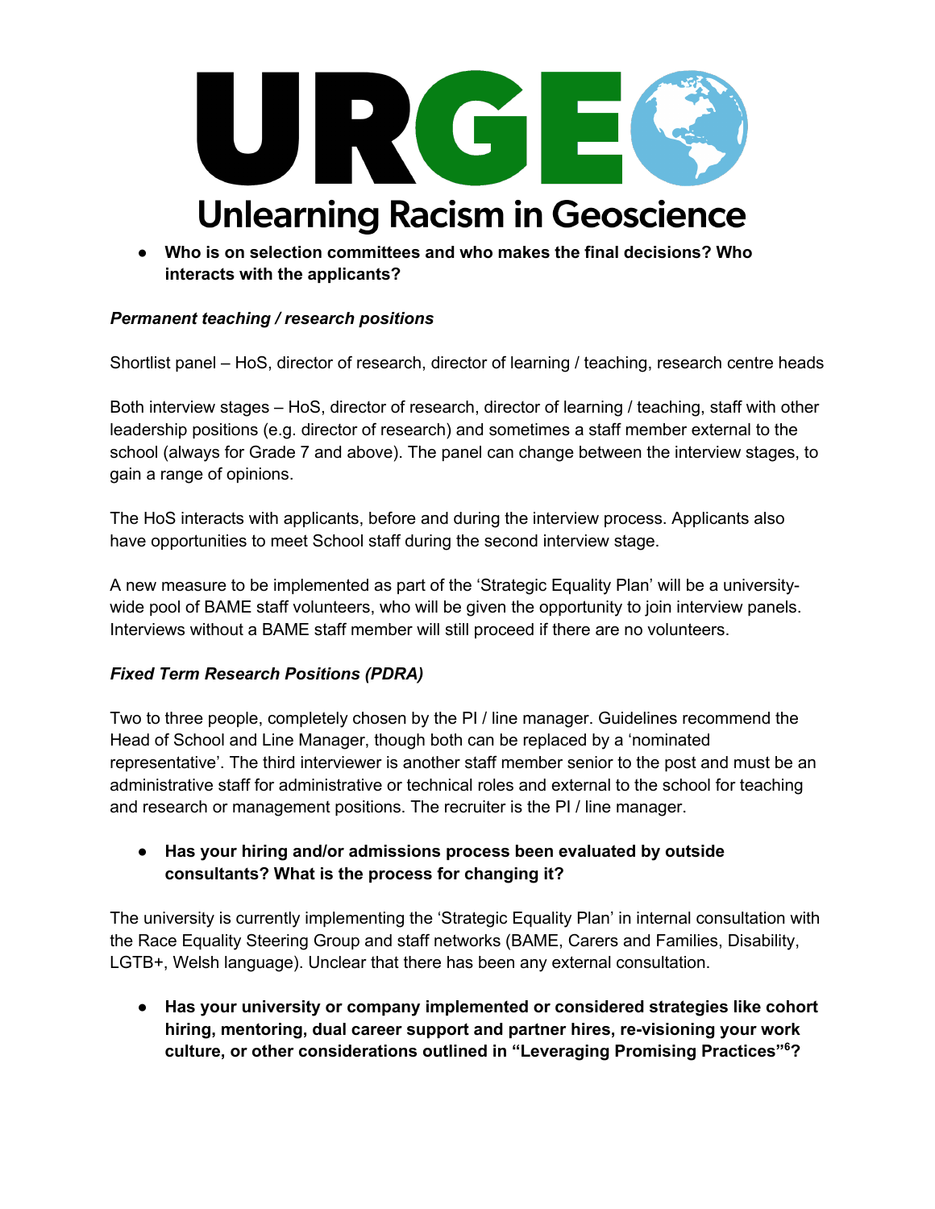- **Who is on selection committees and who makes the final decisions? Who interacts with the applicants?**

***Permanent teaching / research positions***

Shortlist panel – HoS, director of research, director of learning / teaching, research centre heads

Both interview stages – HoS, director of research, director of learning / teaching, staff with other leadership positions (e.g. director of research) and sometimes a staff member external to the school (always for Grade 7 and above). The panel can change between the interview stages, to gain a range of opinions.

The HoS interacts with applicants, before and during the interview process. Applicants also have opportunities to meet School staff during the second interview stage.

A new measure to be implemented as part of the 'Strategic Equality Plan' will be a university-wide pool of BAME staff volunteers, who will be given the opportunity to join interview panels. Interviews without a BAME staff member will still proceed if there are no volunteers.

***Fixed Term Research Positions (PDRA)***

Two to three people, completely chosen by the PI / line manager. Guidelines recommend the Head of School and Line Manager, though both can be replaced by a 'nominated representative'. The third interviewer is another staff member senior to the post and must be an administrative staff for administrative or technical roles and external to the school for teaching and research or management positions. The recruiter is the PI / line manager.

- **Has your hiring and/or admissions process been evaluated by outside consultants? What is the process for changing it?**

The university is currently implementing the 'Strategic Equality Plan' in internal consultation with the Race Equality Steering Group and staff networks (BAME, Carers and Families, Disability, LGTB+, Welsh language). Unclear that there has been any external consultation.

- **Has your university or company implemented or considered strategies like cohort hiring, mentoring, dual career support and partner hires, re-visioning your work culture, or other considerations outlined in "Leveraging Promising Practices"[6]?**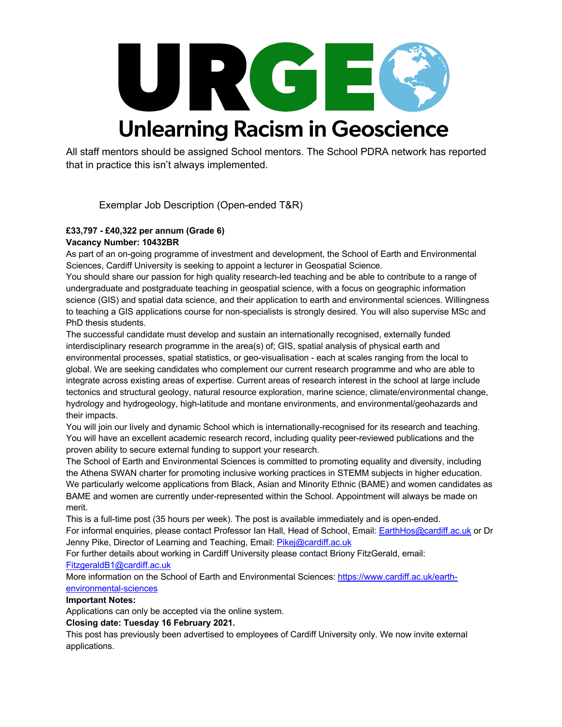# URGE

## Unlearning Racism in Geoscience

All staff mentors should be assigned School mentors. The School PDRA network has reported that in practice this isn't always implemented.

Exemplar Job Description (Open-ended T&R)

**£33,797 - £40,322 per annum (Grade 6)**
**Vacancy Number: 10432BR**

As part of an on-going programme of investment and development, the School of Earth and Environmental Sciences, Cardiff University is seeking to appoint a lecturer in Geospatial Science.

You should share our passion for high quality research-led teaching and be able to contribute to a range of undergraduate and postgraduate teaching in geospatial science, with a focus on geographic information science (GIS) and spatial data science, and their application to earth and environmental sciences. Willingness to teaching a GIS applications course for non-specialists is strongly desired. You will also supervise MSc and PhD thesis students.

The successful candidate must develop and sustain an internationally recognised, externally funded interdisciplinary research programme in the area(s) of; GIS, spatial analysis of physical earth and environmental processes, spatial statistics, or geo-visualisation - each at scales ranging from the local to global. We are seeking candidates who complement our current research programme and who are able to integrate across existing areas of expertise. Current areas of research interest in the school at large include tectonics and structural geology, natural resource exploration, marine science, climate/environmental change, hydrology and hydrogeology, high-latitude and montane environments, and environmental/geohazards and their impacts.

You will join our lively and dynamic School which is internationally-recognised for its research and teaching. You will have an excellent academic research record, including quality peer-reviewed publications and the proven ability to secure external funding to support your research.

The School of Earth and Environmental Sciences is committed to promoting equality and diversity, including the Athena SWAN charter for promoting inclusive working practices in STEMM subjects in higher education. We particularly welcome applications from Black, Asian and Minority Ethnic (BAME) and women candidates as BAME and women are currently under-represented within the School. Appointment will always be made on merit.

This is a full-time post (35 hours per week). The post is available immediately and is open-ended.

For informal enquiries, please contact Professor Ian Hall, Head of School, Email: EarthHos@cardiff.ac.uk or Dr Jenny Pike, Director of Learning and Teaching, Email: Pikej@cardiff.ac.uk

For further details about working in Cardiff University please contact Briony FitzGerald, email: FitzgeraldB1@cardiff.ac.uk

More information on the School of Earth and Environmental Sciences: https://www.cardiff.ac.uk/earth-environmental-sciences

**Important Notes:**

Applications can only be accepted via the online system.

**Closing date: Tuesday 16 February 2021.**

This post has previously been advertised to employees of Cardiff University only. We now invite external applications.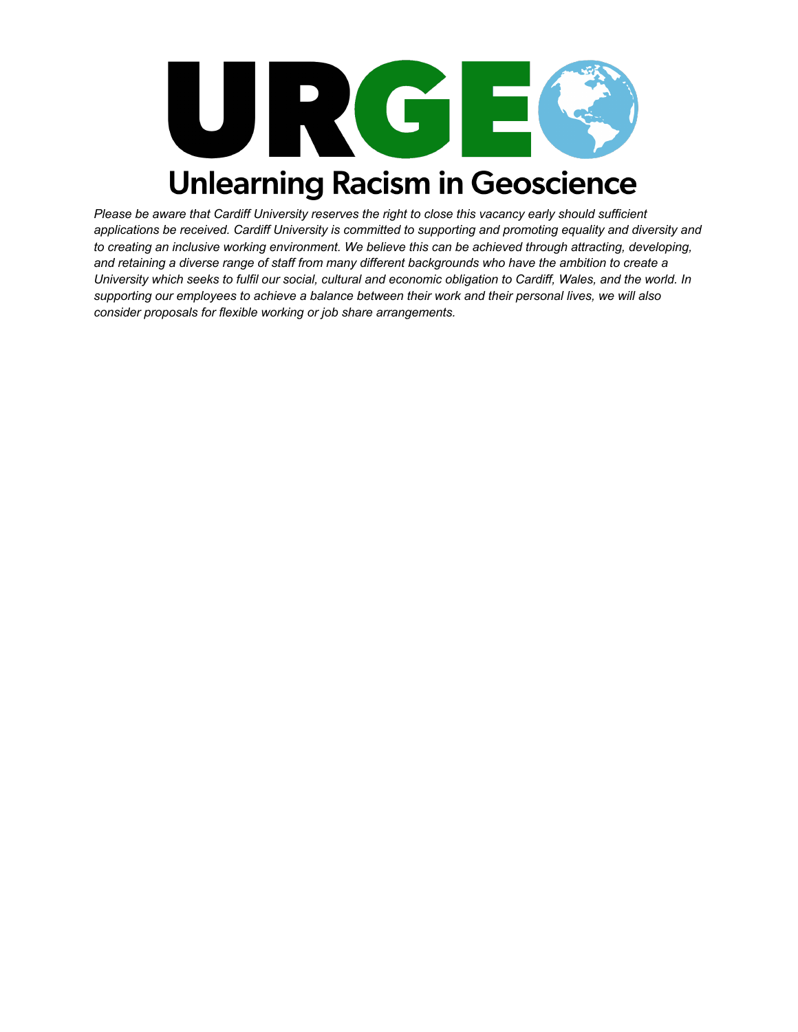URGE

Unlearning Racism in Geoscience

*Please be aware that Cardiff University reserves the right to close this vacancy early should sufficient applications be received. Cardiff University is committed to supporting and promoting equality and diversity and to creating an inclusive working environment. We believe this can be achieved through attracting, developing, and retaining a diverse range of staff from many different backgrounds who have the ambition to create a University which seeks to fulfil our social, cultural and economic obligation to Cardiff, Wales, and the world. In supporting our employees to achieve a balance between their work and their personal lives, we will also consider proposals for flexible working or job share arrangements.*